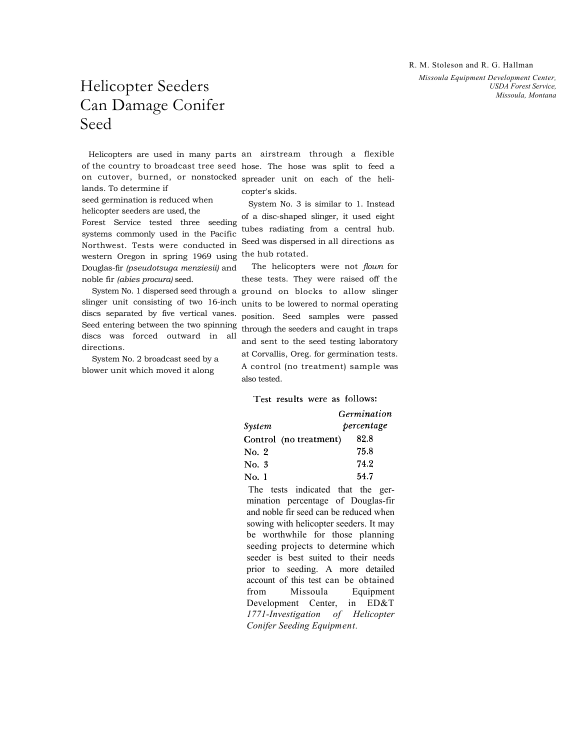R. M. Stoleson and R. G. Hallman

*Missoula Equipment Development Center, USDA Forest Service, Missoula, Montana*

# Helicopter Seeders Can Damage Conifer Seed

Helicopters are used in many parts of the country to broadcast tree seed on cutover, burned, or nonstocked lands. To determine if seed germination is reduced when helicopter seeders are used, the Forest Service tested three seeding systems commonly used in the Pacific Northwest. Tests were conducted in western Oregon in spring 1969 using Douglas-fir *(pseudotsuga menziesii)* and noble fir *(abies procura)* seed.

System No. 1 dispersed seed through a slinger unit consisting of two 16-inch discs separated by five vertical vanes. Seed entering between the two spinning discs was forced outward in all directions.

System No. 2 broadcast seed by a blower unit which moved it along an airstream through a flexible hose. The hose was split to feed a spreader unit on each of the helicopter's skids.

System No. 3 is similar to 1. Instead of a disc-shaped slinger, it used eight tubes radiating from a central hub. Seed was dispersed in all directions as the hub rotated.

The helicopters were not *flown* for these tests. They were raised off the ground on blocks to allow slinger units to be lowered to normal operating position. Seed samples were passed through the seeders and caught in traps and sent to the seed testing laboratory at Corvallis, Oreg. for germination tests. A control (no treatment) sample was also tested.

Test results were as follows:

| *System* | *Germination percentage* |
|---|---|
| Control (no treatment) | 82.8 |
| No. 2 | 75.8 |
| No. 3 | 74.2 |
| No. 1 | 54.7 |

The tests indicated that the germination percentage of Douglas-fir and noble fir seed can be reduced when sowing with helicopter seeders. It may be worthwhile for those planning seeding projects to determine which seeder is best suited to their needs prior to seeding. A more detailed account of this test can be obtained from Missoula Equipment Development Center, in ED&T *1771-Investigation of Helicopter Conifer Seeding Equipment.*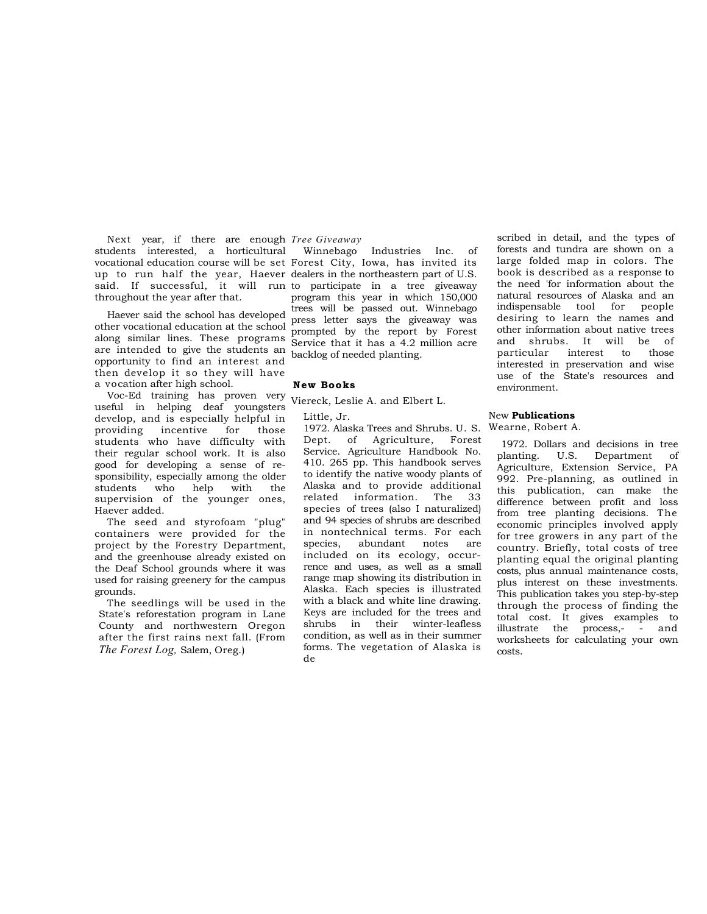Next year, if there are enough students interested, a horticultural vocational education course will be set up to run half the year, Haever said. If successful, it will run throughout the year after that.

Haever said the school has developed other vocational education at the school along similar lines. These programs are intended to give the students an opportunity to find an interest and then develop it so they will have a vocation after high school.

Voc-Ed training has proven very useful in helping deaf youngsters develop, and is especially helpful in providing incentive for those students who have difficulty with their regular school work. It is also good for developing a sense of responsibility, especially among the older students who help with the supervision of the younger ones, Haever added.

The seed and styrofoam "plug" containers were provided for the project by the Forestry Department, and the greenhouse already existed on the Deaf School grounds where it was used for raising greenery for the campus grounds.

The seedlings will be used in the State's reforestation program in Lane County and northwestern Oregon after the first rains next fall. (From *The Forest Log,* Salem, Oreg.)

*Tree Giveaway*

Winnebago Industries Inc. of Forest City, Iowa, has invited its dealers in the northeastern part of U.S. to participate in a tree giveaway program this year in which 150,000 trees will be passed out. Winnebago press letter says the giveaway was prompted by the report by Forest Service that it has a 4.2 million acre backlog of needed planting.

**New Books**

Viereck, Leslie A. and Elbert L. Little, Jr.

1972. Alaska Trees and Shrubs. U. S. Dept. of Agriculture, Forest Service. Agriculture Handbook No. 410. 265 pp. This handbook serves to identify the native woody plants of Alaska and to provide additional related information. The 33 species of trees (also I naturalized) and 94 species of shrubs are described in nontechnical terms. For each species, abundant notes are included on its ecology, occurrence and uses, as well as a small range map showing its distribution in Alaska. Each species is illustrated with a black and white line drawing. Keys are included for the trees and shrubs in their winter-leafless condition, as well as in their summer forms. The vegetation of Alaska is described in detail, and the types of forests and tundra are shown on a large folded map in colors. The book is described as a response to the need 'for information about the natural resources of Alaska and an indispensable tool for people desiring to learn the names and other information about native trees and shrubs. It will be of particular interest to those interested in preservation and wise use of the State's resources and environment.

New **Publications**

Wearne, Robert A.

1972. Dollars and decisions in tree planting. U.S. Department of Agriculture, Extension Service, PA 992. Pre-planning, as outlined in this publication, can make the difference between profit and loss from tree planting decisions. The economic principles involved apply for tree growers in any part of the country. Briefly, total costs of tree planting equal the original planting costs, plus annual maintenance costs, plus interest on these investments. This publication takes you step-by-step through the process of finding the total cost. It gives examples to illustrate the process,- - and worksheets for calculating your own costs.